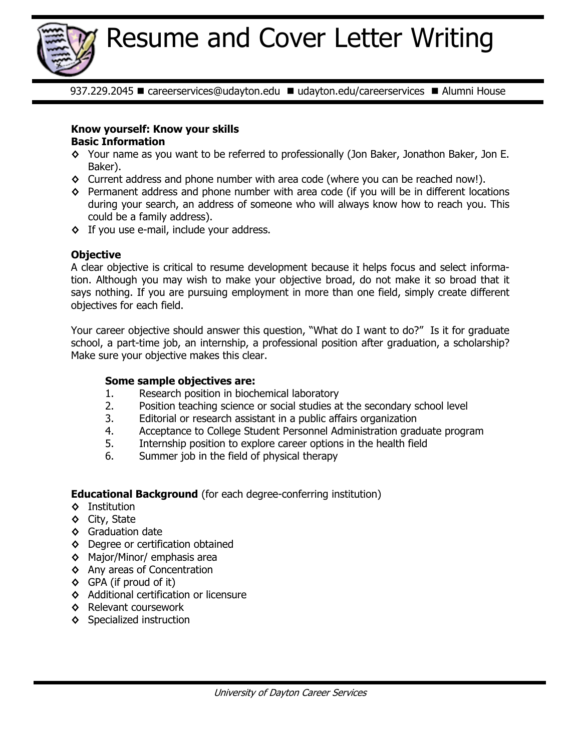# Resume and Cover Letter Writing

937.229.2045 ■ careerservices@udayton.edu ■ udayton.edu/careerservices ■ Alumni House

**Know yourself: Know your skills**
**Basic Information**

- Your name as you want to be referred to professionally (Jon Baker, Jonathon Baker, Jon E. Baker).
- Current address and phone number with area code (where you can be reached now!).
- Permanent address and phone number with area code (if you will be in different locations during your search, an address of someone who will always know how to reach you. This could be a family address).
- If you use e-mail, include your address.

**Objective**

A clear objective is critical to resume development because it helps focus and select information. Although you may wish to make your objective broad, do not make it so broad that it says nothing. If you are pursuing employment in more than one field, simply create different objectives for each field.

Your career objective should answer this question, "What do I want to do?" Is it for graduate school, a part-time job, an internship, a professional position after graduation, a scholarship? Make sure your objective makes this clear.

**Some sample objectives are:**

1. Research position in biochemical laboratory
2. Position teaching science or social studies at the secondary school level
3. Editorial or research assistant in a public affairs organization
4. Acceptance to College Student Personnel Administration graduate program
5. Internship position to explore career options in the health field
6. Summer job in the field of physical therapy

**Educational Background** (for each degree-conferring institution)

- Institution
- City, State
- Graduation date
- Degree or certification obtained
- Major/Minor/ emphasis area
- Any areas of Concentration
- GPA (if proud of it)
- Additional certification or licensure
- Relevant coursework
- Specialized instruction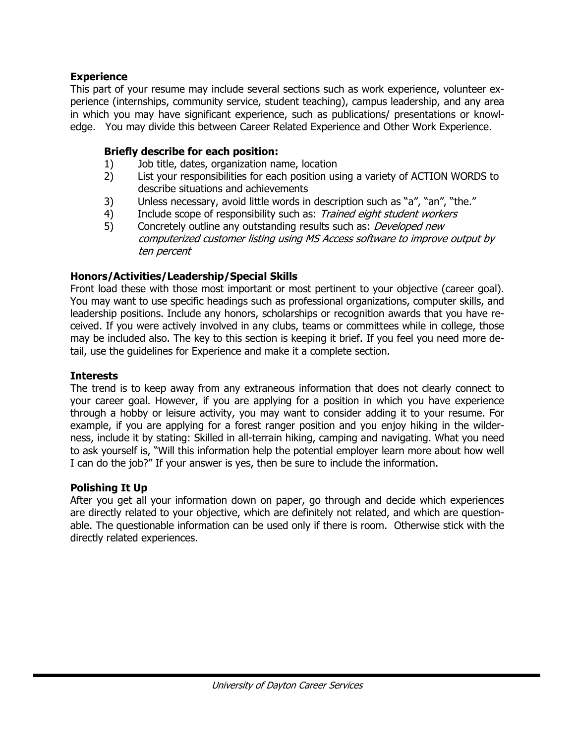### Experience

This part of your resume may include several sections such as work experience, volunteer experience (internships, community service, student teaching), campus leadership, and any area in which you may have significant experience, such as publications/ presentations or knowledge. You may divide this between Career Related Experience and Other Work Experience.

**Briefly describe for each position:**

1) Job title, dates, organization name, location
2) List your responsibilities for each position using a variety of ACTION WORDS to describe situations and achievements
3) Unless necessary, avoid little words in description such as "a", "an", "the."
4) Include scope of responsibility such as: *Trained eight student workers*
5) Concretely outline any outstanding results such as: *Developed new computerized customer listing using MS Access software to improve output by ten percent*

### Honors/Activities/Leadership/Special Skills

Front load these with those most important or most pertinent to your objective (career goal). You may want to use specific headings such as professional organizations, computer skills, and leadership positions. Include any honors, scholarships or recognition awards that you have received. If you were actively involved in any clubs, teams or committees while in college, those may be included also. The key to this section is keeping it brief. If you feel you need more detail, use the guidelines for Experience and make it a complete section.

### Interests

The trend is to keep away from any extraneous information that does not clearly connect to your career goal. However, if you are applying for a position in which you have experience through a hobby or leisure activity, you may want to consider adding it to your resume. For example, if you are applying for a forest ranger position and you enjoy hiking in the wilderness, include it by stating: Skilled in all-terrain hiking, camping and navigating. What you need to ask yourself is, "Will this information help the potential employer learn more about how well I can do the job?" If your answer is yes, then be sure to include the information.

### Polishing It Up

After you get all your information down on paper, go through and decide which experiences are directly related to your objective, which are definitely not related, and which are questionable. The questionable information can be used only if there is room. Otherwise stick with the directly related experiences.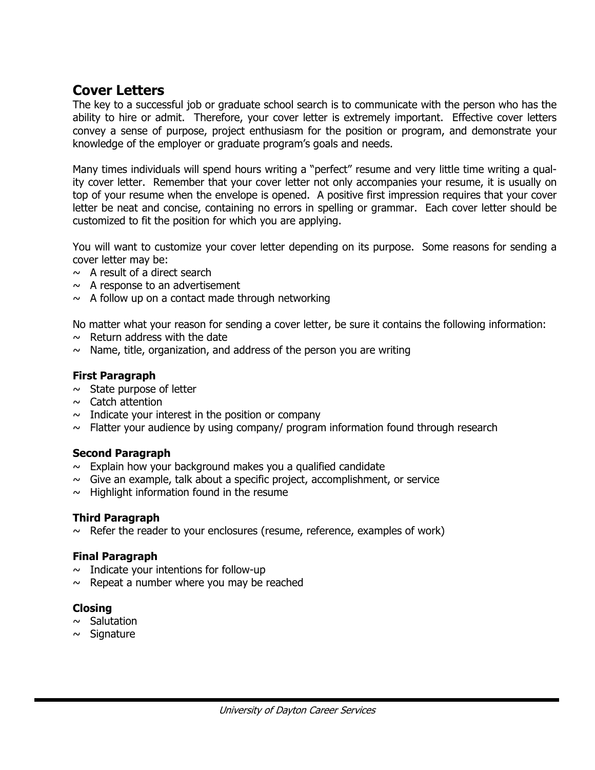## Cover Letters

The key to a successful job or graduate school search is to communicate with the person who has the ability to hire or admit. Therefore, your cover letter is extremely important. Effective cover letters convey a sense of purpose, project enthusiasm for the position or program, and demonstrate your knowledge of the employer or graduate program's goals and needs.

Many times individuals will spend hours writing a "perfect" resume and very little time writing a quality cover letter. Remember that your cover letter not only accompanies your resume, it is usually on top of your resume when the envelope is opened. A positive first impression requires that your cover letter be neat and concise, containing no errors in spelling or grammar. Each cover letter should be customized to fit the position for which you are applying.

You will want to customize your cover letter depending on its purpose. Some reasons for sending a cover letter may be:

~ A result of a direct search
~ A response to an advertisement
~ A follow up on a contact made through networking

No matter what your reason for sending a cover letter, be sure it contains the following information:

~ Return address with the date
~ Name, title, organization, and address of the person you are writing

### First Paragraph

~ State purpose of letter
~ Catch attention
~ Indicate your interest in the position or company
~ Flatter your audience by using company/ program information found through research

### Second Paragraph

~ Explain how your background makes you a qualified candidate
~ Give an example, talk about a specific project, accomplishment, or service
~ Highlight information found in the resume

### Third Paragraph

~ Refer the reader to your enclosures (resume, reference, examples of work)

### Final Paragraph

~ Indicate your intentions for follow-up
~ Repeat a number where you may be reached

### Closing

~ Salutation
~ Signature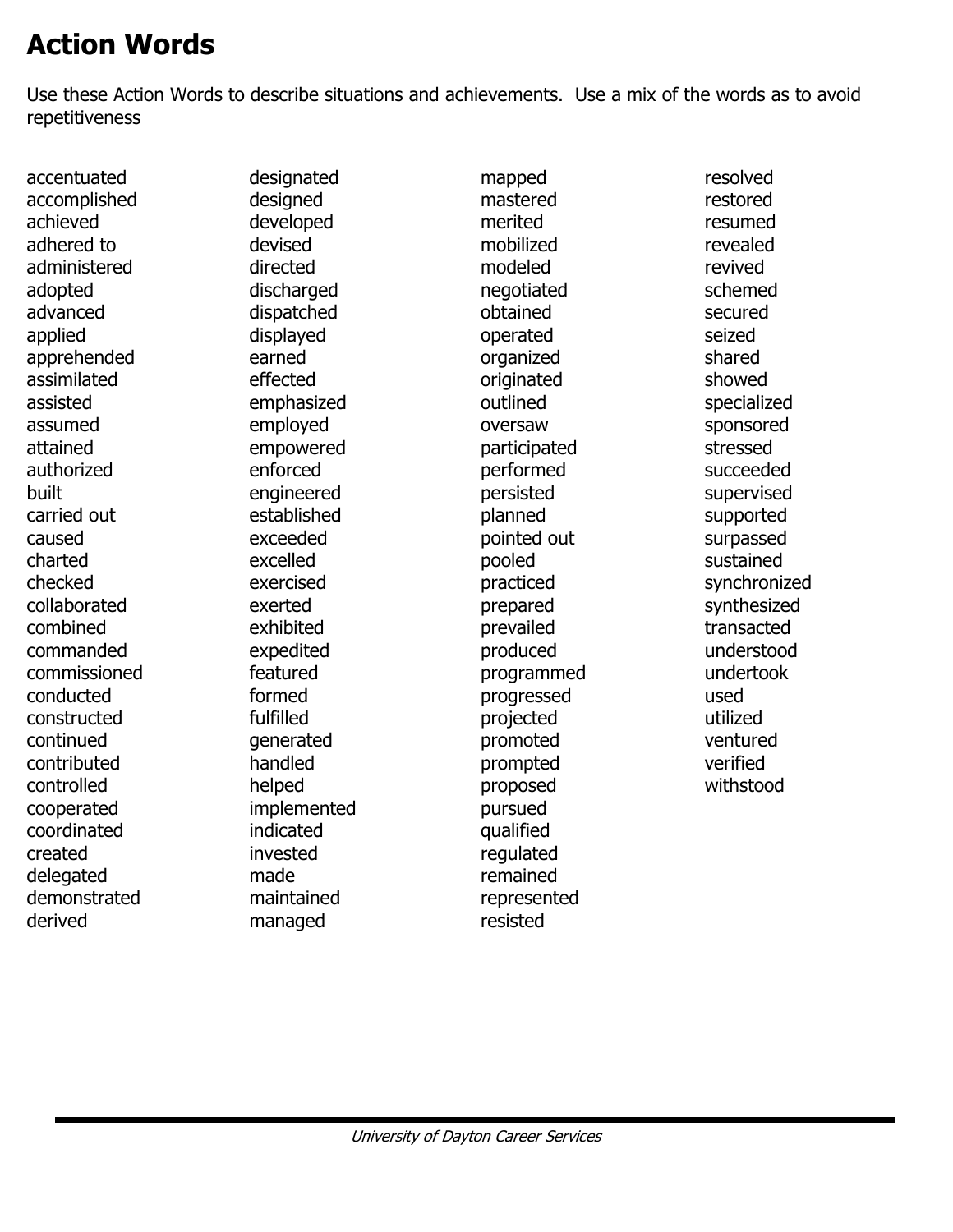# Action Words

Use these Action Words to describe situations and achievements. Use a mix of the words as to avoid repetitiveness

accentuated
accomplished
achieved
adhered to
administered
adopted
advanced
applied
apprehended
assimilated
assisted
assumed
attained
authorized
built
carried out
caused
charted
checked
collaborated
combined
commanded
commissioned
conducted
constructed
continued
contributed
controlled
cooperated
coordinated
created
delegated
demonstrated
derived

designated
designed
developed
devised
directed
discharged
dispatched
displayed
earned
effected
emphasized
employed
empowered
enforced
engineered
established
exceeded
excelled
exercised
exerted
exhibited
expedited
featured
formed
fulfilled
generated
handled
helped
implemented
indicated
invested
made
maintained
managed

mapped
mastered
merited
mobilized
modeled
negotiated
obtained
operated
organized
originated
outlined
oversaw
participated
performed
persisted
planned
pointed out
pooled
practiced
prepared
prevailed
produced
programmed
progressed
projected
promoted
prompted
proposed
pursued
qualified
regulated
remained
represented
resisted

resolved
restored
resumed
revealed
revived
schemed
secured
seized
shared
showed
specialized
sponsored
stressed
succeeded
supervised
supported
surpassed
sustained
synchronized
synthesized
transacted
understood
undertook
used
utilized
ventured
verified
withstood

*University of Dayton Career Services*